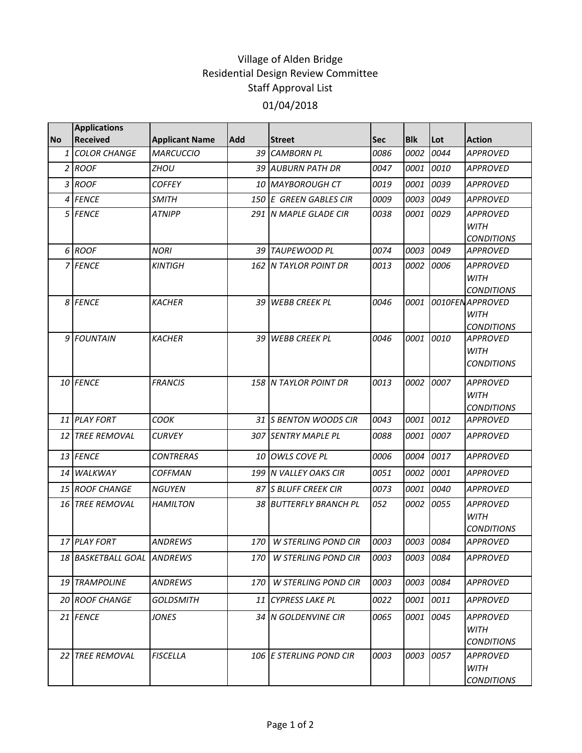# Village of Alden Bridge
## Residential Design Review Committee
## Staff Approval List
## 01/04/2018

| No | Applications Received | Applicant Name | Add | Street | Sec | Blk | Lot | Action |
|---|---|---|---|---|---|---|---|---|
| 1 | COLOR CHANGE | MARCUCCIO | 39 | CAMBORN PL | 0086 | 0002 | 0044 | APPROVED |
| 2 | ROOF | ZHOU | 39 | AUBURN PATH DR | 0047 | 0001 | 0010 | APPROVED |
| 3 | ROOF | COFFEY | 10 | MAYBOROUGH CT | 0019 | 0001 | 0039 | APPROVED |
| 4 | FENCE | SMITH | 150 | E GREEN GABLES CIR | 0009 | 0003 | 0049 | APPROVED |
| 5 | FENCE | ATNIPP | 291 | N MAPLE GLADE CIR | 0038 | 0001 | 0029 | APPROVED WITH CONDITIONS |
| 6 | ROOF | NORI | 39 | TAUPEWOOD PL | 0074 | 0003 | 0049 | APPROVED |
| 7 | FENCE | KINTIGH | 162 | N TAYLOR POINT DR | 0013 | 0002 | 0006 | APPROVED WITH CONDITIONS |
| 8 | FENCE | KACHER | 39 | WEBB CREEK PL | 0046 | 0001 | 0010FEN | APPROVED WITH CONDITIONS |
| 9 | FOUNTAIN | KACHER | 39 | WEBB CREEK PL | 0046 | 0001 | 0010 | APPROVED WITH CONDITIONS |
| 10 | FENCE | FRANCIS | 158 | N TAYLOR POINT DR | 0013 | 0002 | 0007 | APPROVED WITH CONDITIONS |
| 11 | PLAY FORT | COOK | 31 | S BENTON WOODS CIR | 0043 | 0001 | 0012 | APPROVED |
| 12 | TREE REMOVAL | CURVEY | 307 | SENTRY MAPLE PL | 0088 | 0001 | 0007 | APPROVED |
| 13 | FENCE | CONTRERAS | 10 | OWLS COVE PL | 0006 | 0004 | 0017 | APPROVED |
| 14 | WALKWAY | COFFMAN | 199 | N VALLEY OAKS CIR | 0051 | 0002 | 0001 | APPROVED |
| 15 | ROOF CHANGE | NGUYEN | 87 | S BLUFF CREEK CIR | 0073 | 0001 | 0040 | APPROVED |
| 16 | TREE REMOVAL | HAMILTON | 38 | BUTTERFLY BRANCH PL | 052 | 0002 | 0055 | APPROVED WITH CONDITIONS |
| 17 | PLAY FORT | ANDREWS | 170 | W STERLING POND CIR | 0003 | 0003 | 0084 | APPROVED |
| 18 | BASKETBALL GOAL | ANDREWS | 170 | W STERLING POND CIR | 0003 | 0003 | 0084 | APPROVED |
| 19 | TRAMPOLINE | ANDREWS | 170 | W STERLING POND CIR | 0003 | 0003 | 0084 | APPROVED |
| 20 | ROOF CHANGE | GOLDSMITH | 11 | CYPRESS LAKE PL | 0022 | 0001 | 0011 | APPROVED |
| 21 | FENCE | JONES | 34 | N GOLDENVINE CIR | 0065 | 0001 | 0045 | APPROVED WITH CONDITIONS |
| 22 | TREE REMOVAL | FISCELLA | 106 | E STERLING POND CIR | 0003 | 0003 | 0057 | APPROVED WITH CONDITIONS |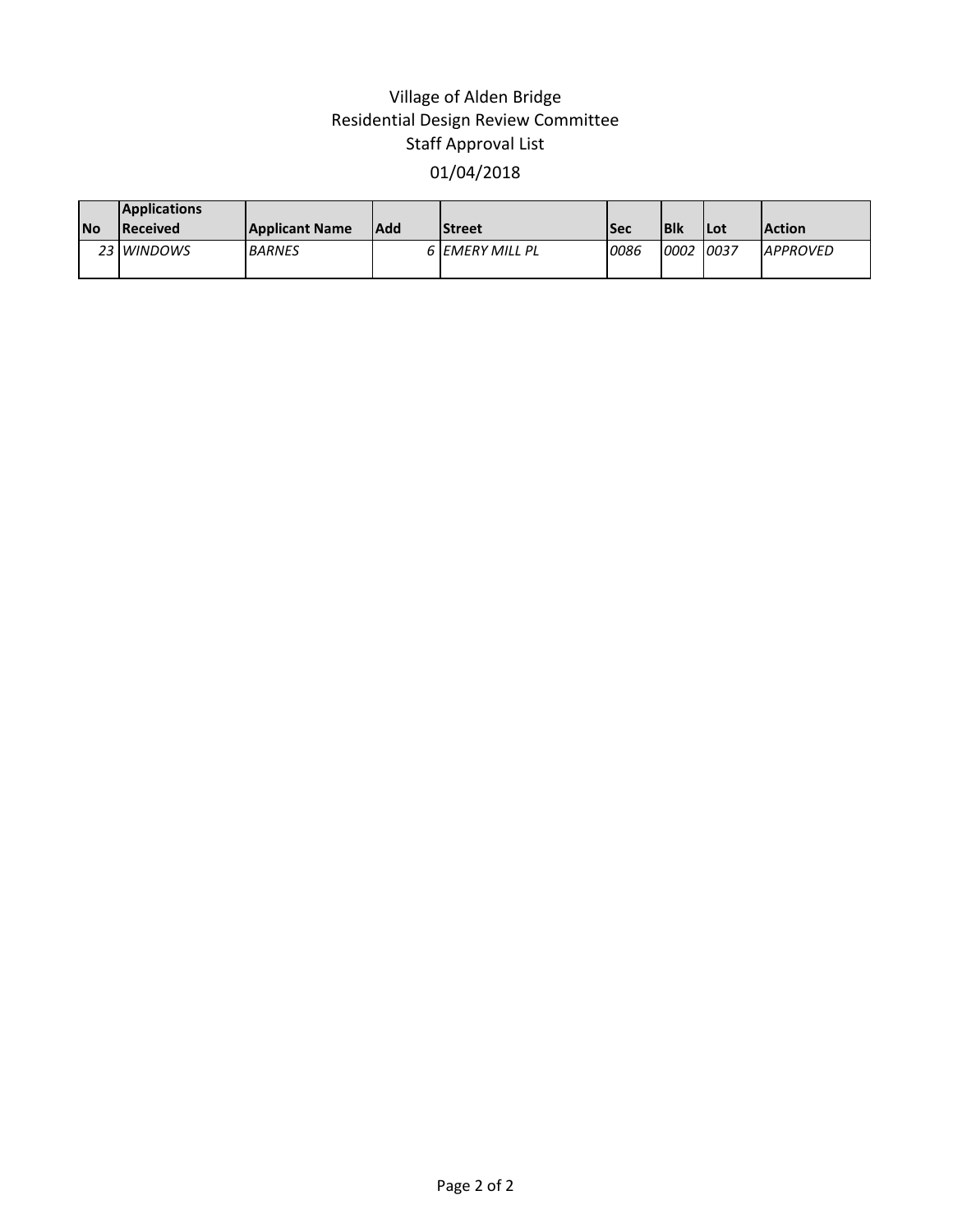Village of Alden Bridge
Residential Design Review Committee
Staff Approval List
01/04/2018

| No | Applications Received | Applicant Name | Add | Street | Sec | Blk | Lot | Action |
|---|---|---|---|---|---|---|---|---|
| *23* | *WINDOWS* | *BARNES* | *6* | *EMERY MILL PL* | *0086* | *0002* | *0037* | *APPROVED* |